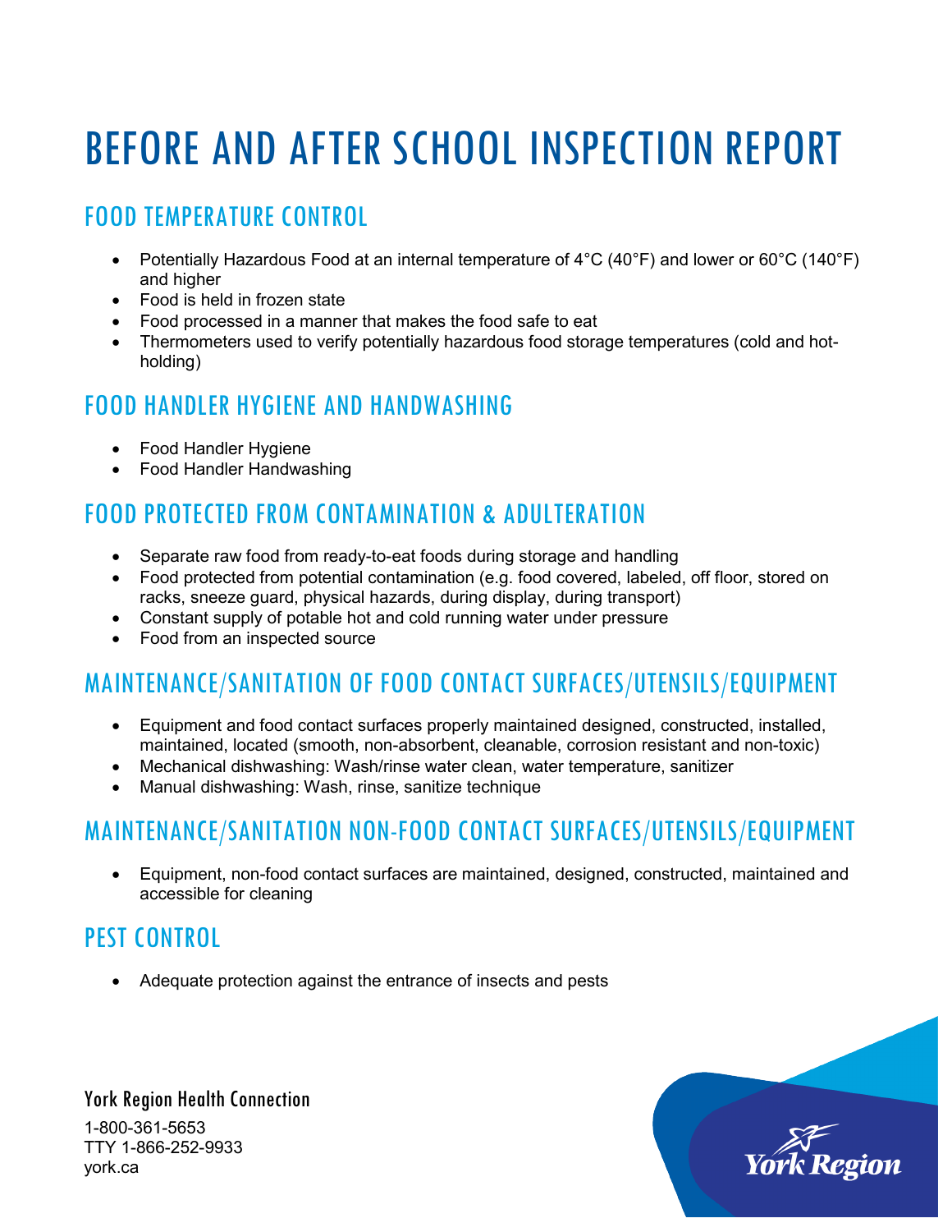# BEFORE AND AFTER SCHOOL INSPECTION REPORT

## FOOD TEMPERATURE CONTROL

- Potentially Hazardous Food at an internal temperature of 4°C (40°F) and lower or 60°C (140°F) and higher
- Food is held in frozen state
- Food processed in a manner that makes the food safe to eat
- Thermometers used to verify potentially hazardous food storage temperatures (cold and hot-holding)

## FOOD HANDLER HYGIENE AND HANDWASHING

- Food Handler Hygiene
- Food Handler Handwashing

## FOOD PROTECTED FROM CONTAMINATION & ADULTERATION

- Separate raw food from ready-to-eat foods during storage and handling
- Food protected from potential contamination (e.g. food covered, labeled, off floor, stored on racks, sneeze guard, physical hazards, during display, during transport)
- Constant supply of potable hot and cold running water under pressure
- Food from an inspected source

## MAINTENANCE/SANITATION OF FOOD CONTACT SURFACES/UTENSILS/EQUIPMENT

- Equipment and food contact surfaces properly maintained designed, constructed, installed, maintained, located (smooth, non-absorbent, cleanable, corrosion resistant and non-toxic)
- Mechanical dishwashing: Wash/rinse water clean, water temperature, sanitizer
- Manual dishwashing: Wash, rinse, sanitize technique

## MAINTENANCE/SANITATION NON-FOOD CONTACT SURFACES/UTENSILS/EQUIPMENT

- Equipment, non-food contact surfaces are maintained, designed, constructed, maintained and accessible for cleaning

## PEST CONTROL

- Adequate protection against the entrance of insects and pests

York Region Health Connection

1-800-361-5653
TTY 1-866-252-9933
york.ca

York Region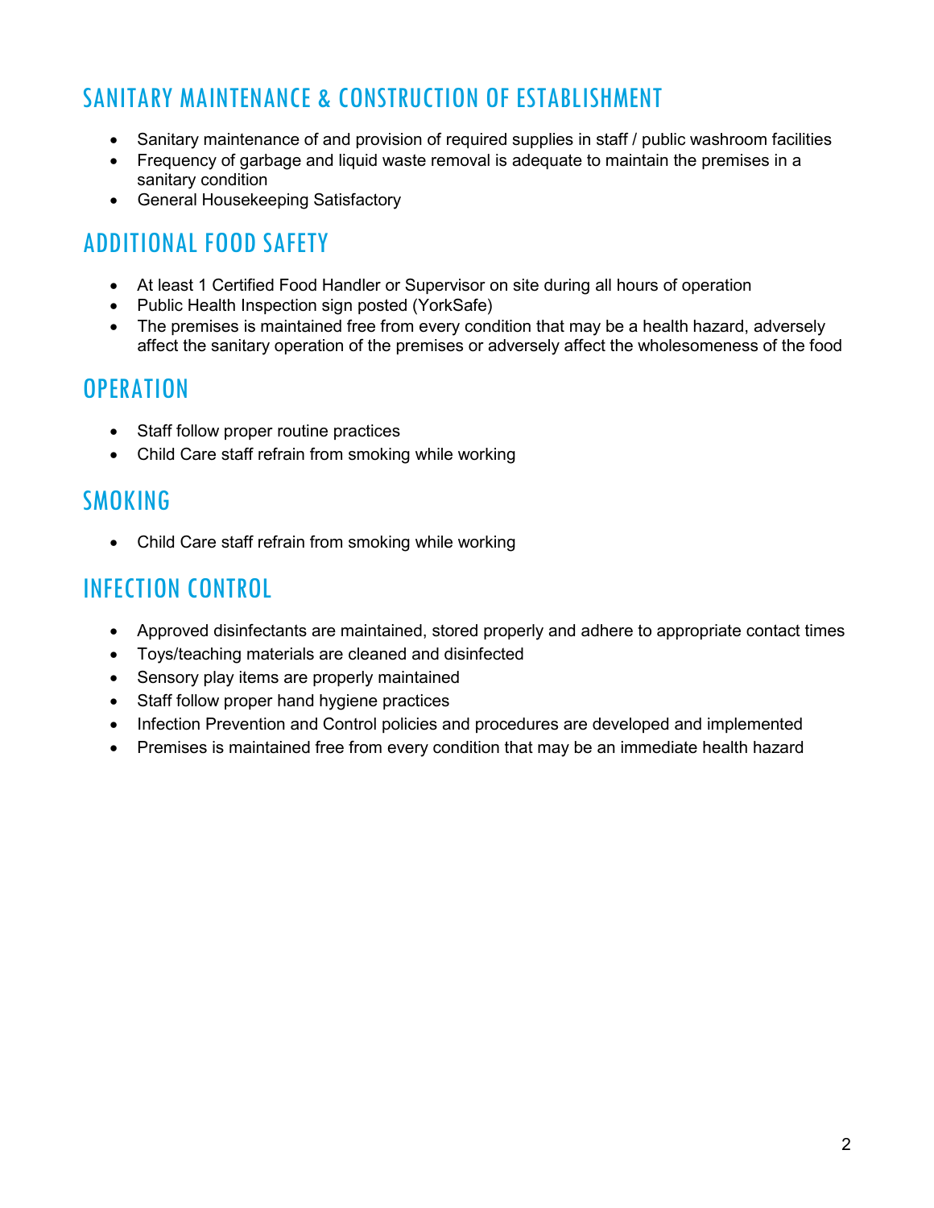## SANITARY MAINTENANCE & CONSTRUCTION OF ESTABLISHMENT

- Sanitary maintenance of and provision of required supplies in staff / public washroom facilities
- Frequency of garbage and liquid waste removal is adequate to maintain the premises in a sanitary condition
- General Housekeeping Satisfactory

## ADDITIONAL FOOD SAFETY

- At least 1 Certified Food Handler or Supervisor on site during all hours of operation
- Public Health Inspection sign posted (YorkSafe)
- The premises is maintained free from every condition that may be a health hazard, adversely affect the sanitary operation of the premises or adversely affect the wholesomeness of the food

## OPERATION

- Staff follow proper routine practices
- Child Care staff refrain from smoking while working

## SMOKING

- Child Care staff refrain from smoking while working

## INFECTION CONTROL

- Approved disinfectants are maintained, stored properly and adhere to appropriate contact times
- Toys/teaching materials are cleaned and disinfected
- Sensory play items are properly maintained
- Staff follow proper hand hygiene practices
- Infection Prevention and Control policies and procedures are developed and implemented
- Premises is maintained free from every condition that may be an immediate health hazard